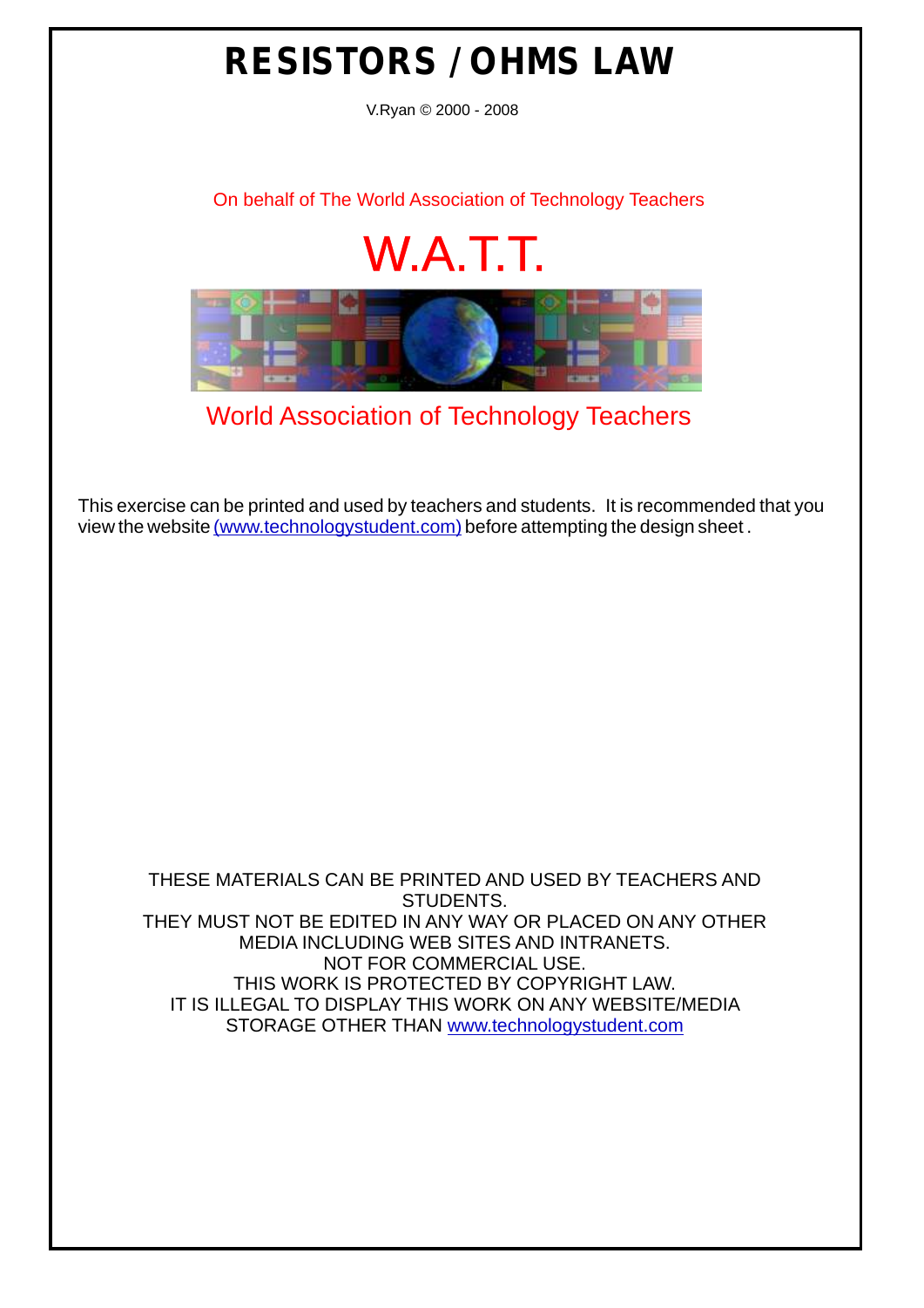# RESISTORS / OHMS LAW

V.Ryan © 2000 - 2008

On behalf of The World Association of Technology Teachers

W.A.T.T.

World Association of Technology Teachers

This exercise can be printed and used by teachers and students. It is recommended that you view the website (www.technologystudent.com) before attempting the design sheet .

THESE MATERIALS CAN BE PRINTED AND USED BY TEACHERS AND STUDENTS.
THEY MUST NOT BE EDITED IN ANY WAY OR PLACED ON ANY OTHER MEDIA INCLUDING WEB SITES AND INTRANETS.
NOT FOR COMMERCIAL USE.
THIS WORK IS PROTECTED BY COPYRIGHT LAW.
IT IS ILLEGAL TO DISPLAY THIS WORK ON ANY WEBSITE/MEDIA STORAGE OTHER THAN www.technologystudent.com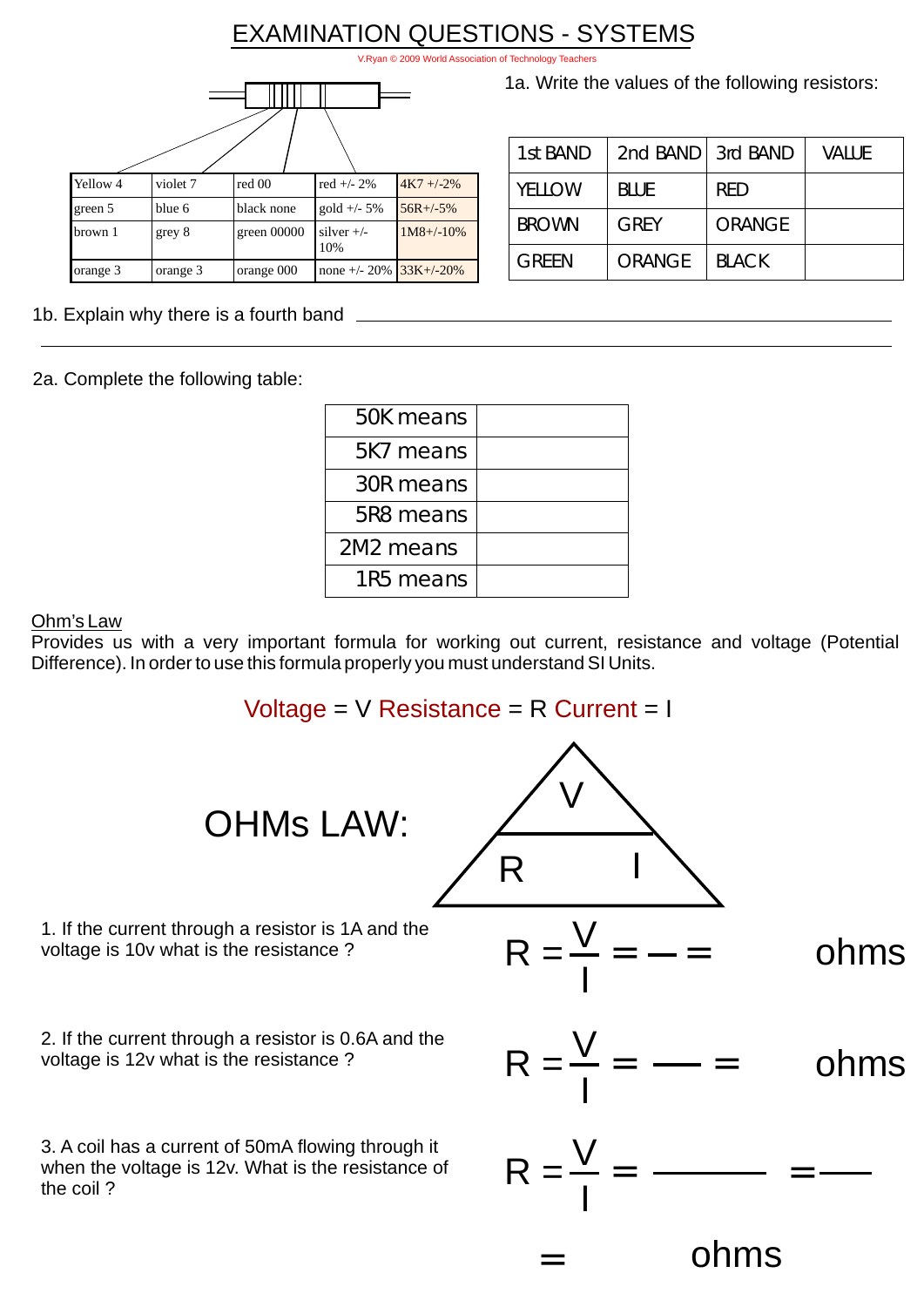# EXAMINATION QUESTIONS - SYSTEMS

V.Ryan © 2009 World Association of Technology Teachers

| Yellow 4 | violet 7 | red 00 | red +/- 2% | 4K7 +/-2% |
|---|---|---|---|---|
| green 5 | blue 6 | black none | gold +/- 5% | 56R+/-5% |
| brown 1 | grey 8 | green 00000 | silver +/- 10% | 1M8+/-10% |
| orange 3 | orange 3 | orange 000 | none +/- 20% | 33K+/-20% |

1a. Write the values of the following resistors:

| 1st BAND | 2nd BAND | 3rd BAND | VALUE |
|---|---|---|---|
| YELLOW | BLUE | RED | |
| BROWN | GREY | ORANGE | |
| GREEN | ORANGE | BLACK | |

1b. Explain why there is a fourth band ______________________________________________

______________________________________________________________________________

2a. Complete the following table:

| | |
|---|---|
| 50K means | |
| 5K7 means | |
| 30R means | |
| 5R8 means | |
| 2M2 means | |
| 1R5 means | |

<u>Ohm's Law</u>

Provides us with a very important formula for working out current, resistance and voltage (Potential Difference). In order to use this formula properly you must understand SI Units.

Voltage = V Resistance = R Current = I

OHMs LAW: (triangle: V on top; R and I on bottom)

1. If the current through a resistor is 1A and the voltage is 10v what is the resistance ?

$R = \frac{V}{I} = \frac{\quad}{\quad} =$ ohms

2. If the current through a resistor is 0.6A and the voltage is 12v what is the resistance ?

$R = \frac{V}{I} = \frac{\quad}{\quad} =$ ohms

3. A coil has a current of 50mA flowing through it when the voltage is 12v. What is the resistance of the coil ?

$R = \frac{V}{I} = \frac{\quad}{\quad} = \frac{\quad}{\quad}$

$=$ ohms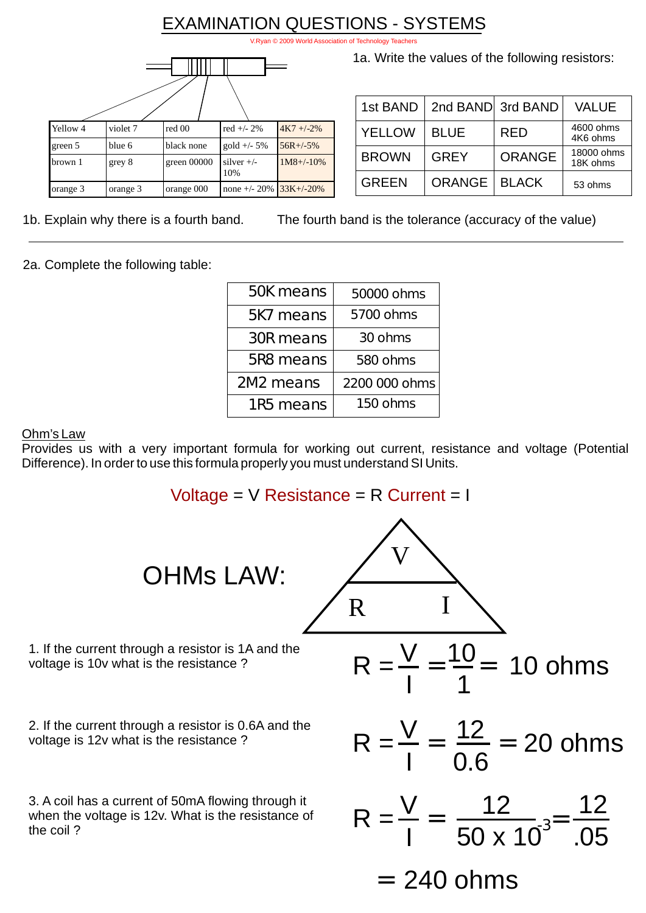# EXAMINATION QUESTIONS - SYSTEMS

V.Ryan © 2009 World Association of Technology Teachers

| | | | | |
|---|---|---|---|---|
| Yellow 4 | violet 7 | red 00 | red +/- 2% | 4K7 +/-2% |
| green 5 | blue 6 | black none | gold +/- 5% | 56R+/-5% |
| brown 1 | grey 8 | green 00000 | silver +/- 10% | 1M8+/-10% |
| orange 3 | orange 3 | orange 000 | none +/- 20% | 33K+/-20% |

1a. Write the values of the following resistors:

| 1st BAND | 2nd BAND | 3rd BAND | VALUE |
|---|---|---|---|
| YELLOW | BLUE | RED | 4600 ohms 4K6 ohms |
| BROWN | GREY | ORANGE | 18000 ohms 18K ohms |
| GREEN | ORANGE | BLACK | 53 ohms |

1b. Explain why there is a fourth band. The fourth band is the tolerance (accuracy of the value)

---

2a. Complete the following table:

| | |
|---|---|
| 50K means | 50000 ohms |
| 5K7 means | 5700 ohms |
| 30R means | 30 ohms |
| 5R8 means | 580 ohms |
| 2M2 means | 2200 000 ohms |
| 1R5 means | 150 ohms |

Ohm's Law

Provides us with a very important formula for working out current, resistance and voltage (Potential Difference). In order to use this formula properly you must understand SI Units.

Voltage = V Resistance = R Current = I

OHMs LAW:

V

R I

1. If the current through a resistor is 1A and the voltage is 10v what is the resistance ?

$$R = \frac{V}{I} = \frac{10}{1} = 10 \text{ ohms}$$

2. If the current through a resistor is 0.6A and the voltage is 12v what is the resistance ?

$$R = \frac{V}{I} = \frac{12}{0.6} = 20 \text{ ohms}$$

3. A coil has a current of 50mA flowing through it when the voltage is 12v. What is the resistance of the coil ?

$$R = \frac{V}{I} = \frac{12}{50 \times 10^{-3}} = \frac{12}{.05}$$

$$= 240 \text{ ohms}$$